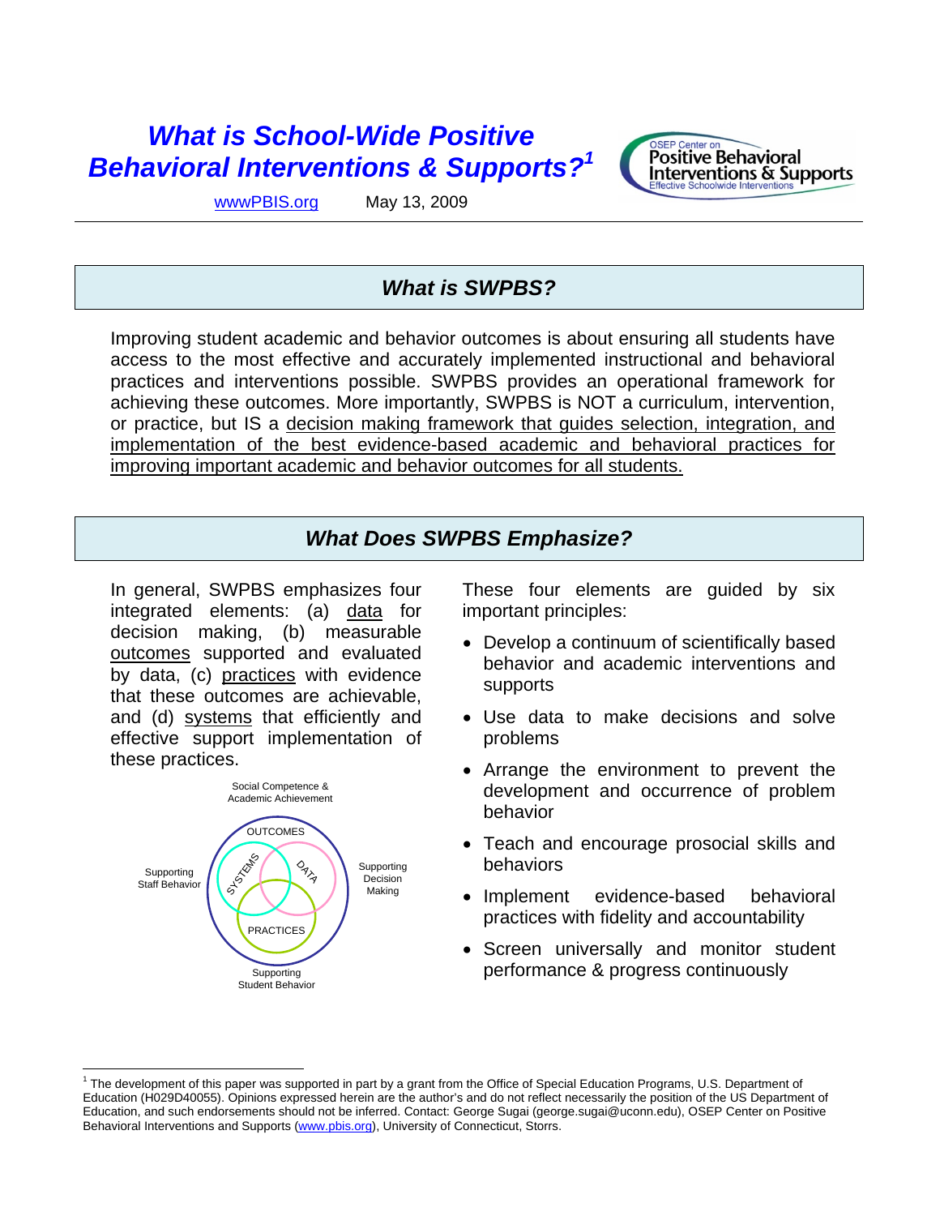# *What is School-Wide Positive Behavioral Interventions & Supports?*[1]

wwwPBIS.org May 13, 2009

## *What is SWPBS?*

Improving student academic and behavior outcomes is about ensuring all students have access to the most effective and accurately implemented instructional and behavioral practices and interventions possible. SWPBS provides an operational framework for achieving these outcomes. More importantly, SWPBS is NOT a curriculum, intervention, or practice, but IS a decision making framework that guides selection, integration, and implementation of the best evidence-based academic and behavioral practices for improving important academic and behavior outcomes for all students.

## *What Does SWPBS Emphasize?*

In general, SWPBS emphasizes four integrated elements: (a) data for decision making, (b) measurable outcomes supported and evaluated by data, (c) practices with evidence that these outcomes are achievable, and (d) systems that efficiently and effective support implementation of these practices.

Social Competence & Academic Achievement

OUTCOMES

SYSTEMS — DATA — PRACTICES

Supporting Staff Behavior — Supporting Decision Making — Supporting Student Behavior

These four elements are guided by six important principles:

- Develop a continuum of scientifically based behavior and academic interventions and supports
- Use data to make decisions and solve problems
- Arrange the environment to prevent the development and occurrence of problem behavior
- Teach and encourage prosocial skills and behaviors
- Implement evidence-based behavioral practices with fidelity and accountability
- Screen universally and monitor student performance & progress continuously

---

[1] The development of this paper was supported in part by a grant from the Office of Special Education Programs, U.S. Department of Education (H029D40055). Opinions expressed herein are the author's and do not reflect necessarily the position of the US Department of Education, and such endorsements should not be inferred. Contact: George Sugai (george.sugai@uconn.edu), OSEP Center on Positive Behavioral Interventions and Supports (www.pbis.org), University of Connecticut, Storrs.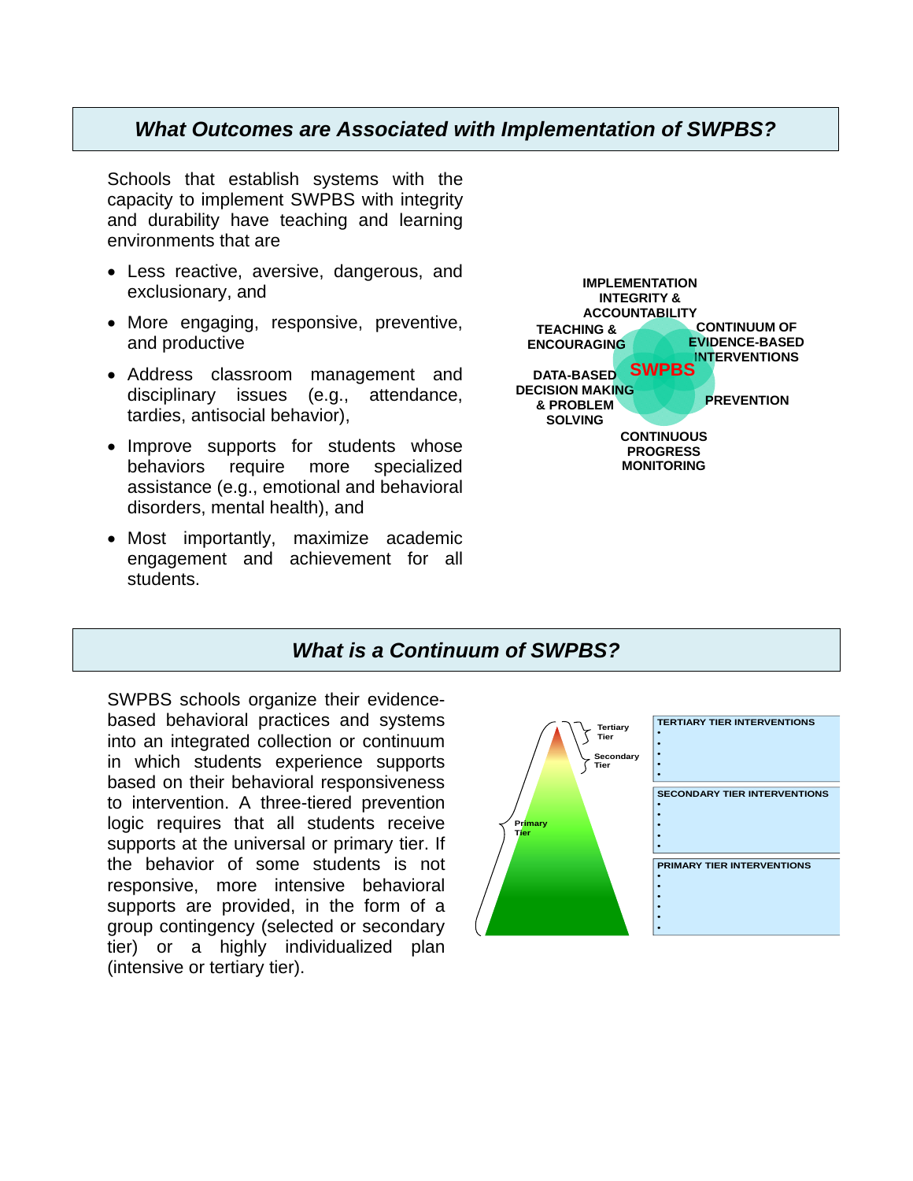## *What Outcomes are Associated with Implementation of SWPBS?*

Schools that establish systems with the capacity to implement SWPBS with integrity and durability have teaching and learning environments that are

- Less reactive, aversive, dangerous, and exclusionary, and
- More engaging, responsive, preventive, and productive
- Address classroom management and disciplinary issues (e.g., attendance, tardies, antisocial behavior),
- Improve supports for students whose behaviors require more specialized assistance (e.g., emotional and behavioral disorders, mental health), and
- Most importantly, maximize academic engagement and achievement for all students.

IMPLEMENTATION INTEGRITY & ACCOUNTABILITY

TEACHING & ENCOURAGING

CONTINUUM OF EVIDENCE-BASED INTERVENTIONS

SWPBS

DATA-BASED DECISION MAKING & PROBLEM SOLVING

PREVENTION

CONTINUOUS PROGRESS MONITORING

## *What is a Continuum of SWPBS?*

SWPBS schools organize their evidence-based behavioral practices and systems into an integrated collection or continuum in which students experience supports based on their behavioral responsiveness to intervention. A three-tiered prevention logic requires that all students receive supports at the universal or primary tier. If the behavior of some students is not responsive, more intensive behavioral supports are provided, in the form of a group contingency (selected or secondary tier) or a highly individualized plan (intensive or tertiary tier).

Tertiary Tier

Secondary Tier

Primary Tier

| |
|---|
| TERTIARY TIER INTERVENTIONS<br>•<br>•<br>•<br>•<br>• |
| SECONDARY TIER INTERVENTIONS<br>•<br>•<br>•<br>•<br>• |
| PRIMARY TIER INTERVENTIONS<br>•<br>•<br>•<br>•<br>•<br>• |